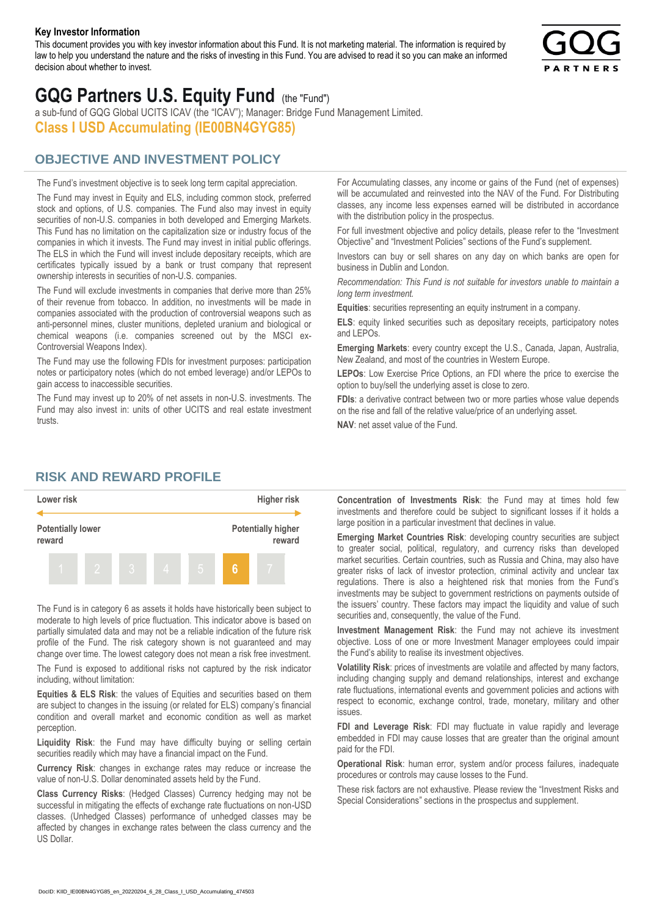**Key Investor Information**

This document provides you with key investor information about this Fund. It is not marketing material. The information is required by law to help you understand the nature and the risks of investing in this Fund. You are advised to read it so you can make an informed decision about whether to invest.

# GQG Partners U.S. Equity Fund (the "Fund")

a sub-fund of GQG Global UCITS ICAV (the "ICAV"); Manager: Bridge Fund Management Limited.

**Class I USD Accumulating (IE00BN4GYG85)**

## OBJECTIVE AND INVESTMENT POLICY

The Fund's investment objective is to seek long term capital appreciation.

The Fund may invest in Equity and ELS, including common stock, preferred stock and options, of U.S. companies. The Fund also may invest in equity securities of non-U.S. companies in both developed and Emerging Markets. This Fund has no limitation on the capitalization size or industry focus of the companies in which it invests. The Fund may invest in initial public offerings. The ELS in which the Fund will invest include depositary receipts, which are certificates typically issued by a bank or trust company that represent ownership interests in securities of non-U.S. companies.

The Fund will exclude investments in companies that derive more than 25% of their revenue from tobacco. In addition, no investments will be made in companies associated with the production of controversial weapons such as anti-personnel mines, cluster munitions, depleted uranium and biological or chemical weapons (i.e. companies screened out by the MSCI ex-Controversial Weapons Index).

The Fund may use the following FDIs for investment purposes: participation notes or participatory notes (which do not embed leverage) and/or LEPOs to gain access to inaccessible securities.

The Fund may invest up to 20% of net assets in non-U.S. investments. The Fund may also invest in: units of other UCITS and real estate investment trusts.

For Accumulating classes, any income or gains of the Fund (net of expenses) will be accumulated and reinvested into the NAV of the Fund. For Distributing classes, any income less expenses earned will be distributed in accordance with the distribution policy in the prospectus.

For full investment objective and policy details, please refer to the "Investment Objective" and "Investment Policies" sections of the Fund's supplement.

Investors can buy or sell shares on any day on which banks are open for business in Dublin and London.

*Recommendation: This Fund is not suitable for investors unable to maintain a long term investment.*

**Equities**: securities representing an equity instrument in a company.

**ELS**: equity linked securities such as depositary receipts, participatory notes and LEPOs.

**Emerging Markets**: every country except the U.S., Canada, Japan, Australia, New Zealand, and most of the countries in Western Europe.

**LEPOs**: Low Exercise Price Options, an FDI where the price to exercise the option to buy/sell the underlying asset is close to zero.

**FDIs**: a derivative contract between two or more parties whose value depends on the rise and fall of the relative value/price of an underlying asset.

**NAV**: net asset value of the Fund.

## RISK AND REWARD PROFILE

| Lower risk | | | | | | Higher risk |
|---|---|---|---|---|---|---|
| Potentially lower reward | | | | | | Potentially higher reward |
| 1 | 2 | 3 | 4 | 5 | **6** | 7 |

The Fund is in category 6 as assets it holds have historically been subject to moderate to high levels of price fluctuation. This indicator above is based on partially simulated data and may not be a reliable indication of the future risk profile of the Fund. The risk category shown is not guaranteed and may change over time. The lowest category does not mean a risk free investment.

The Fund is exposed to additional risks not captured by the risk indicator including, without limitation:

**Equities & ELS Risk**: the values of Equities and securities based on them are subject to changes in the issuing (or related for ELS) company's financial condition and overall market and economic condition as well as market perception.

**Liquidity Risk**: the Fund may have difficulty buying or selling certain securities readily which may have a financial impact on the Fund.

**Currency Risk**: changes in exchange rates may reduce or increase the value of non-U.S. Dollar denominated assets held by the Fund.

**Class Currency Risks**: (Hedged Classes) Currency hedging may not be successful in mitigating the effects of exchange rate fluctuations on non-USD classes. (Unhedged Classes) performance of unhedged classes may be affected by changes in exchange rates between the class currency and the US Dollar.

**Concentration of Investments Risk**: the Fund may at times hold few investments and therefore could be subject to significant losses if it holds a large position in a particular investment that declines in value.

**Emerging Market Countries Risk**: developing country securities are subject to greater social, political, regulatory, and currency risks than developed market securities. Certain countries, such as Russia and China, may also have greater risks of lack of investor protection, criminal activity and unclear tax regulations. There is also a heightened risk that monies from the Fund's investments may be subject to government restrictions on payments outside of the issuers' country. These factors may impact the liquidity and value of such securities and, consequently, the value of the Fund.

**Investment Management Risk**: the Fund may not achieve its investment objective. Loss of one or more Investment Manager employees could impair the Fund's ability to realise its investment objectives.

**Volatility Risk**: prices of investments are volatile and affected by many factors, including changing supply and demand relationships, interest and exchange rate fluctuations, international events and government policies and actions with respect to economic, exchange control, trade, monetary, military and other issues.

**FDI and Leverage Risk**: FDI may fluctuate in value rapidly and leverage embedded in FDI may cause losses that are greater than the original amount paid for the FDI.

**Operational Risk**: human error, system and/or process failures, inadequate procedures or controls may cause losses to the Fund.

These risk factors are not exhaustive. Please review the "Investment Risks and Special Considerations" sections in the prospectus and supplement.

DocID: KIID_IE00BN4GYG85_en_20220204_6_28_Class_I_USD_Accumulating_474503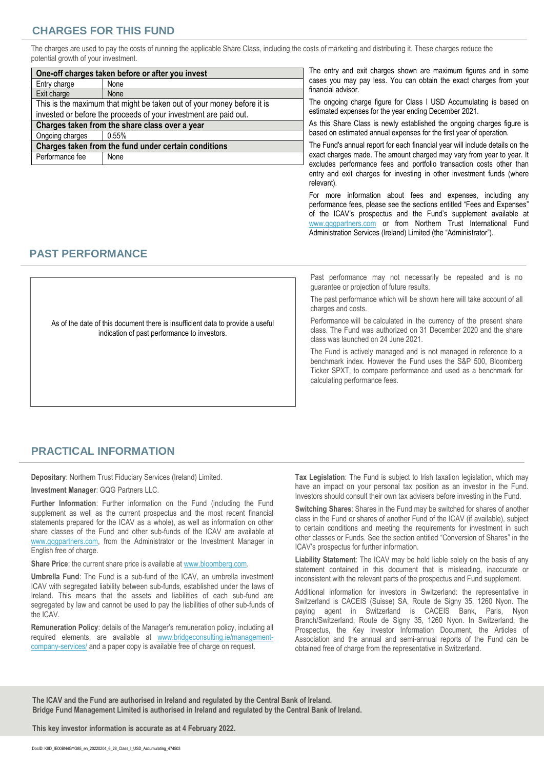## CHARGES FOR THIS FUND

The charges are used to pay the costs of running the applicable Share Class, including the costs of marketing and distributing it. These charges reduce the potential growth of your investment.

| One-off charges taken before or after you invest | |
|---|---|
| Entry charge | None |
| Exit charge | None |
| This is the maximum that might be taken out of your money before it is invested or before the proceeds of your investment are paid out. | |
| **Charges taken from the share class over a year** | |
| Ongoing charges | 0.55% |
| **Charges taken from the fund under certain conditions** | |
| Performance fee | None |

The entry and exit charges shown are maximum figures and in some cases you may pay less. You can obtain the exact charges from your financial advisor.

The ongoing charge figure for Class I USD Accumulating is based on estimated expenses for the year ending December 2021.

As this Share Class is newly established the ongoing charges figure is based on estimated annual expenses for the first year of operation.

The Fund's annual report for each financial year will include details on the exact charges made. The amount charged may vary from year to year. It excludes performance fees and portfolio transaction costs other than entry and exit charges for investing in other investment funds (where relevant).

For more information about fees and expenses, including any performance fees, please see the sections entitled "Fees and Expenses" of the ICAV's prospectus and the Fund's supplement available at www.gqgpartners.com or from Northern Trust International Fund Administration Services (Ireland) Limited (the "Administrator").

## PAST PERFORMANCE

As of the date of this document there is insufficient data to provide a useful indication of past performance to investors.

Past performance may not necessarily be repeated and is no guarantee or projection of future results.

The past performance which will be shown here will take account of all charges and costs.

Performance will be calculated in the currency of the present share class. The Fund was authorized on 31 December 2020 and the share class was launched on 24 June 2021.

The Fund is actively managed and is not managed in reference to a benchmark index. However the Fund uses the S&P 500, Bloomberg Ticker SPXT, to compare performance and used as a benchmark for calculating performance fees.

## PRACTICAL INFORMATION

**Depositary**: Northern Trust Fiduciary Services (Ireland) Limited.

**Investment Manager**: GQG Partners LLC.

**Further Information**: Further information on the Fund (including the Fund supplement as well as the current prospectus and the most recent financial statements prepared for the ICAV as a whole), as well as information on other share classes of the Fund and other sub-funds of the ICAV are available at www.gqgpartners.com, from the Administrator or the Investment Manager in English free of charge.

**Share Price**: the current share price is available at www.bloomberg.com.

**Umbrella Fund**: The Fund is a sub-fund of the ICAV, an umbrella investment ICAV with segregated liability between sub-funds, established under the laws of Ireland. This means that the assets and liabilities of each sub-fund are segregated by law and cannot be used to pay the liabilities of other sub-funds of the ICAV.

**Remuneration Policy**: details of the Manager's remuneration policy, including all required elements, are available at www.bridgeconsulting.ie/management-company-services/ and a paper copy is available free of charge on request.

**Tax Legislation**: The Fund is subject to Irish taxation legislation, which may have an impact on your personal tax position as an investor in the Fund. Investors should consult their own tax advisers before investing in the Fund.

**Switching Shares**: Shares in the Fund may be switched for shares of another class in the Fund or shares of another Fund of the ICAV (if available), subject to certain conditions and meeting the requirements for investment in such other classes or Funds. See the section entitled "Conversion of Shares" in the ICAV's prospectus for further information.

**Liability Statement**: The ICAV may be held liable solely on the basis of any statement contained in this document that is misleading, inaccurate or inconsistent with the relevant parts of the prospectus and Fund supplement.

Additional information for investors in Switzerland: the representative in Switzerland is CACEIS (Suisse) SA, Route de Signy 35, 1260 Nyon. The paying agent in Switzerland is CACEIS Bank, Paris, Nyon Branch/Switzerland, Route de Signy 35, 1260 Nyon. In Switzerland, the Prospectus, the Key Investor Information Document, the Articles of Association and the annual and semi-annual reports of the Fund can be obtained free of charge from the representative in Switzerland.

**The ICAV and the Fund are authorised in Ireland and regulated by the Central Bank of Ireland.**
**Bridge Fund Management Limited is authorised in Ireland and regulated by the Central Bank of Ireland.**

**This key investor information is accurate as at 4 February 2022.**

DocID: KIID_IE00BN4GYG85_en_20220204_6_28_Class_I_USD_Accumulating_474503